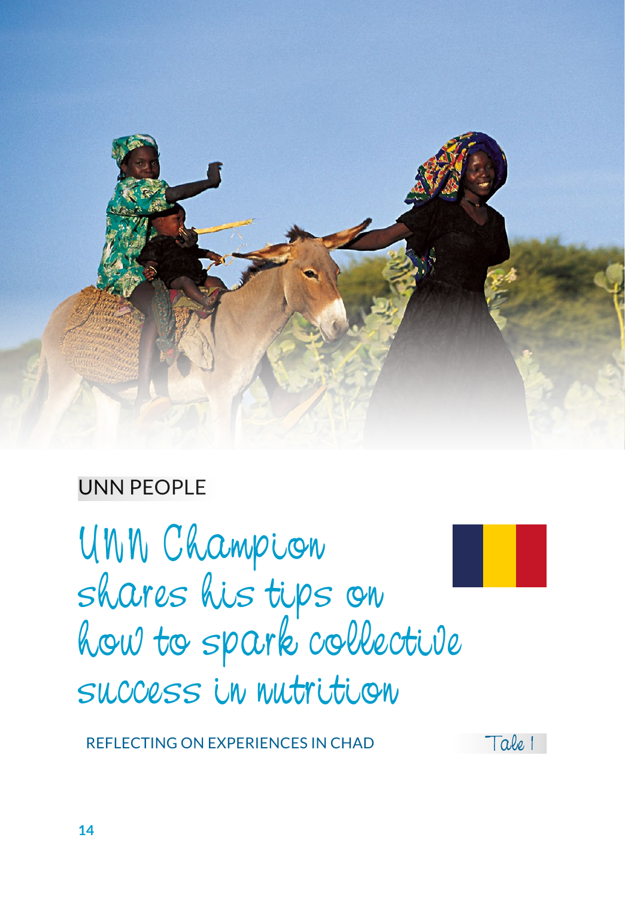UNN PEOPLE

# UNN Champion shares his tips on how to spark collective success in nutrition

REFLECTING ON EXPERIENCES IN CHAD

Tale 1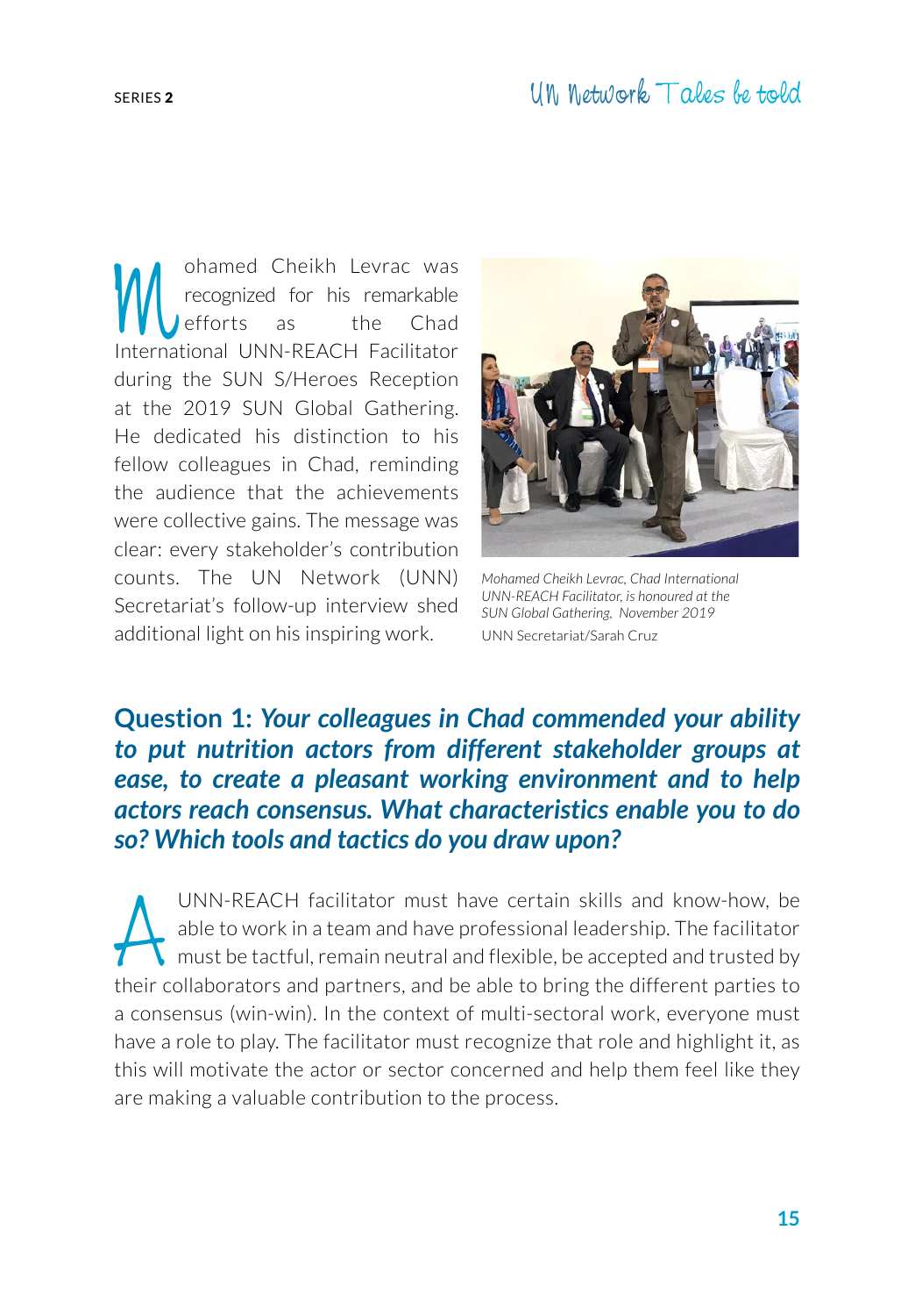Mohamed Cheikh Levrac was recognized for his remarkable efforts as the Chad International UNN-REACH Facilitator during the SUN S/Heroes Reception at the 2019 SUN Global Gathering. He dedicated his distinction to his fellow colleagues in Chad, reminding the audience that the achievements were collective gains. The message was clear: every stakeholder's contribution counts. The UN Network (UNN) Secretariat's follow-up interview shed additional light on his inspiring work.

*Mohamed Cheikh Levrac, Chad International UNN-REACH Facilitator, is honoured at the SUN Global Gathering, November 2019*

UNN Secretariat/Sarah Cruz

## Question 1: *Your colleagues in Chad commended your ability to put nutrition actors from different stakeholder groups at ease, to create a pleasant working environment and to help actors reach consensus. What characteristics enable you to do so? Which tools and tactics do you draw upon?*

A UNN-REACH facilitator must have certain skills and know-how, be able to work in a team and have professional leadership. The facilitator must be tactful, remain neutral and flexible, be accepted and trusted by their collaborators and partners, and be able to bring the different parties to a consensus (win-win). In the context of multi-sectoral work, everyone must have a role to play. The facilitator must recognize that role and highlight it, as this will motivate the actor or sector concerned and help them feel like they are making a valuable contribution to the process.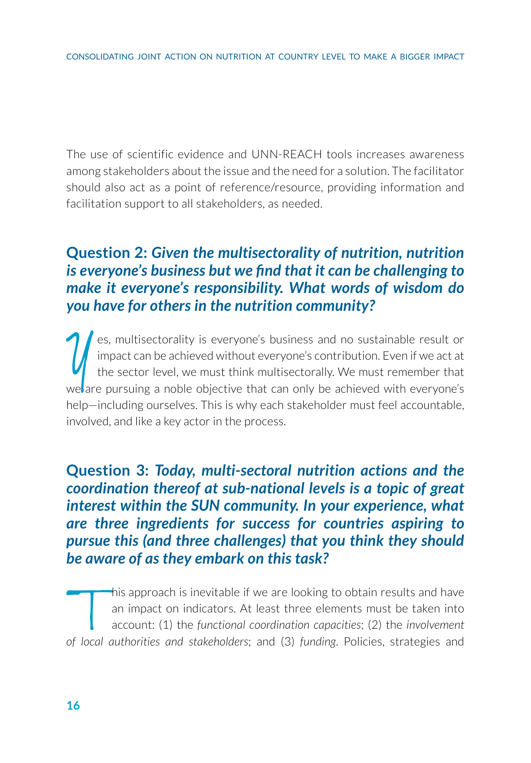The use of scientific evidence and UNN-REACH tools increases awareness among stakeholders about the issue and the need for a solution. The facilitator should also act as a point of reference/resource, providing information and facilitation support to all stakeholders, as needed.

## Question 2: *Given the multisectorality of nutrition, nutrition is everyone's business but we find that it can be challenging to make it everyone's responsibility. What words of wisdom do you have for others in the nutrition community?*

Yes, multisectorality is everyone's business and no sustainable result or impact can be achieved without everyone's contribution. Even if we act at the sector level, we must think multisectorally. We must remember that we are pursuing a noble objective that can only be achieved with everyone's help—including ourselves. This is why each stakeholder must feel accountable, involved, and like a key actor in the process.

## Question 3: *Today, multi-sectoral nutrition actions and the coordination thereof at sub-national levels is a topic of great interest within the SUN community. In your experience, what are three ingredients for success for countries aspiring to pursue this (and three challenges) that you think they should be aware of as they embark on this task?*

This approach is inevitable if we are looking to obtain results and have an impact on indicators. At least three elements must be taken into account: (1) the *functional coordination capacities*; (2) the *involvement of local authorities and stakeholders*; and (3) *funding*. Policies, strategies and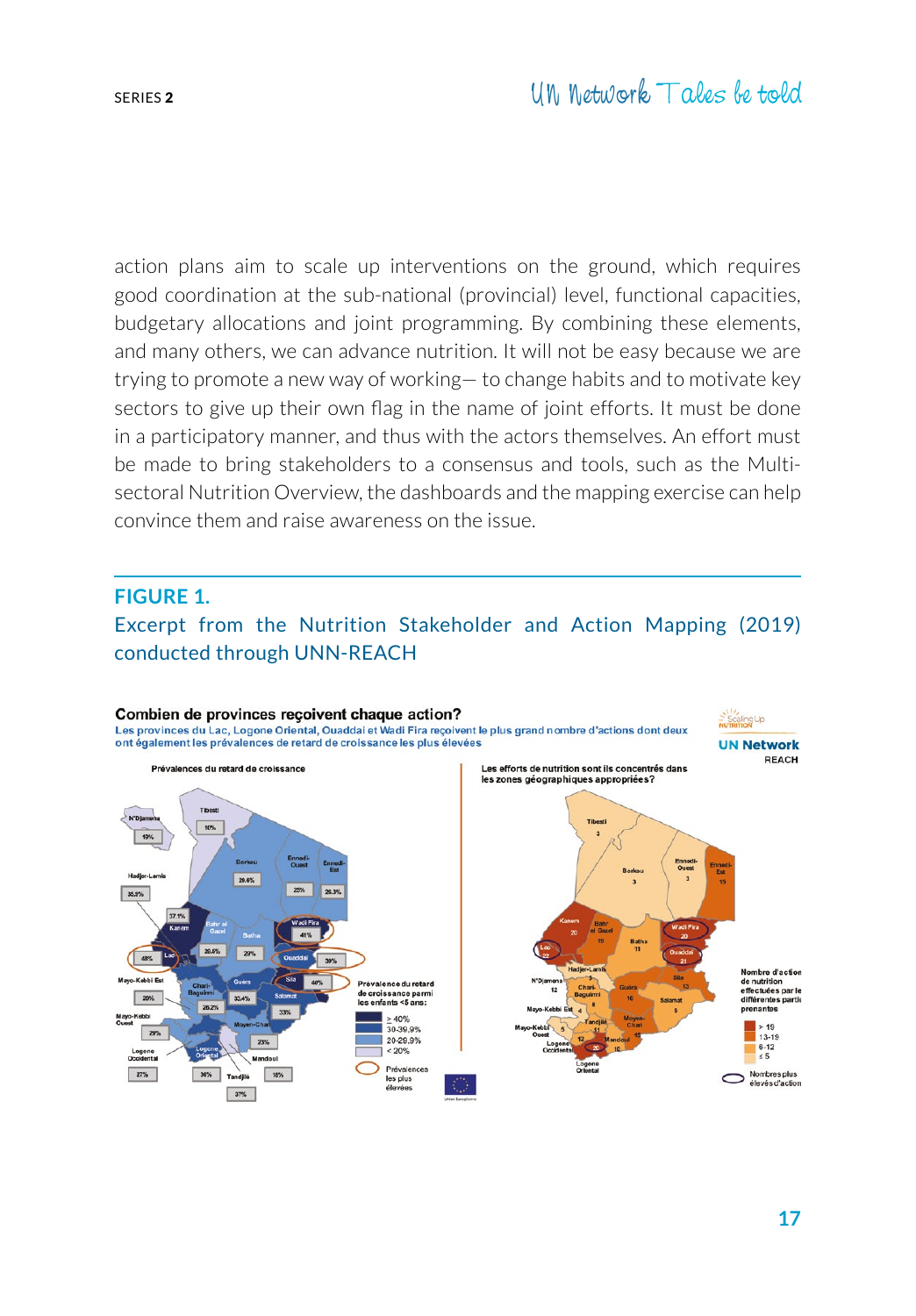action plans aim to scale up interventions on the ground, which requires good coordination at the sub-national (provincial) level, functional capacities, budgetary allocations and joint programming. By combining these elements, and many others, we can advance nutrition. It will not be easy because we are trying to promote a new way of working— to change habits and to motivate key sectors to give up their own flag in the name of joint efforts. It must be done in a participatory manner, and thus with the actors themselves. An effort must be made to bring stakeholders to a consensus and tools, such as the Multi-sectoral Nutrition Overview, the dashboards and the mapping exercise can help convince them and raise awareness on the issue.

## FIGURE 1.

Excerpt from the Nutrition Stakeholder and Action Mapping (2019) conducted through UNN-REACH

**Combien de provinces reçoivent chaque action?**

Les provinces du Lac, Logone Oriental, Ouaddai et Wadi Fira reçoivent le plus grand nombre d'actions dont deux ont également les prévalences de retard de croissance les plus élevées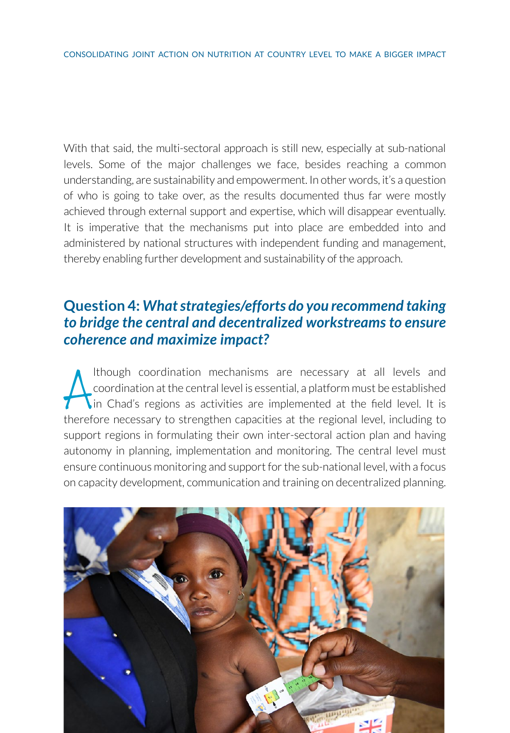With that said, the multi-sectoral approach is still new, especially at sub-national levels. Some of the major challenges we face, besides reaching a common understanding, are sustainability and empowerment. In other words, it's a question of who is going to take over, as the results documented thus far were mostly achieved through external support and expertise, which will disappear eventually. It is imperative that the mechanisms put into place are embedded into and administered by national structures with independent funding and management, thereby enabling further development and sustainability of the approach.

## Question 4: *What strategies/efforts do you recommend taking to bridge the central and decentralized workstreams to ensure coherence and maximize impact?*

Although coordination mechanisms are necessary at all levels and coordination at the central level is essential, a platform must be established in Chad's regions as activities are implemented at the field level. It is therefore necessary to strengthen capacities at the regional level, including to support regions in formulating their own inter-sectoral action plan and having autonomy in planning, implementation and monitoring. The central level must ensure continuous monitoring and support for the sub-national level, with a focus on capacity development, communication and training on decentralized planning.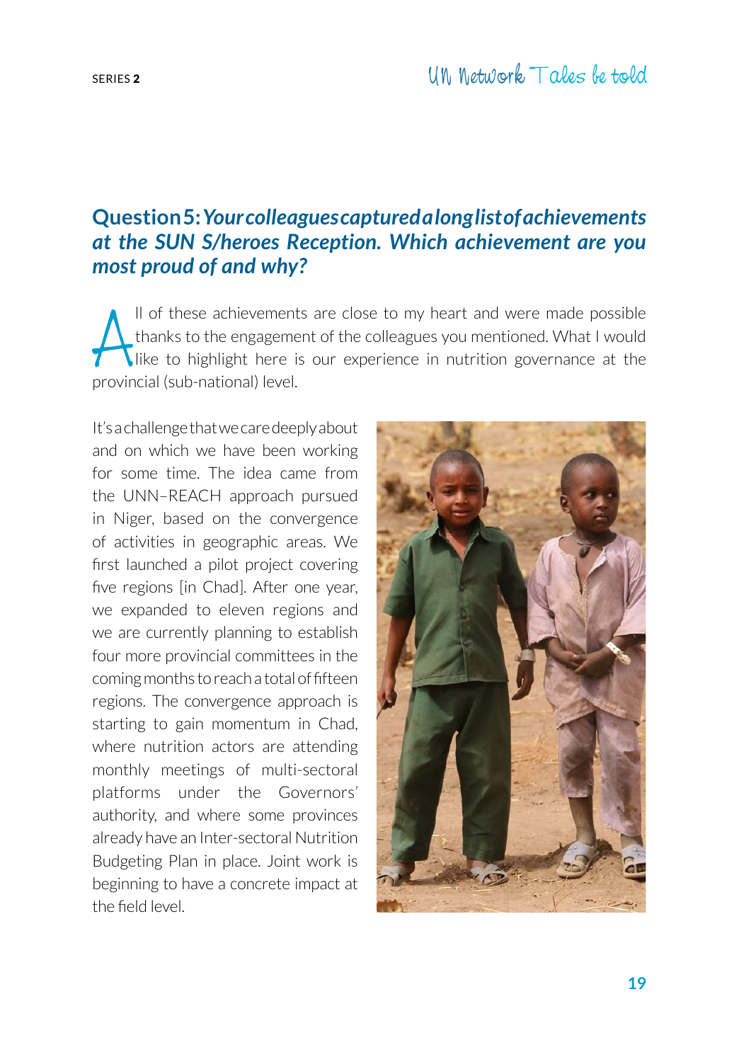## Question 5: *Your colleagues captured a long list of achievements at the SUN S/heroes Reception. Which achievement are you most proud of and why?*

All of these achievements are close to my heart and were made possible thanks to the engagement of the colleagues you mentioned. What I would like to highlight here is our experience in nutrition governance at the provincial (sub-national) level.

It's a challenge that we care deeply about and on which we have been working for some time. The idea came from the UNN–REACH approach pursued in Niger, based on the convergence of activities in geographic areas. We first launched a pilot project covering five regions [in Chad]. After one year, we expanded to eleven regions and we are currently planning to establish four more provincial committees in the coming months to reach a total of fifteen regions. The convergence approach is starting to gain momentum in Chad, where nutrition actors are attending monthly meetings of multi-sectoral platforms under the Governors' authority, and where some provinces already have an Inter-sectoral Nutrition Budgeting Plan in place. Joint work is beginning to have a concrete impact at the field level.